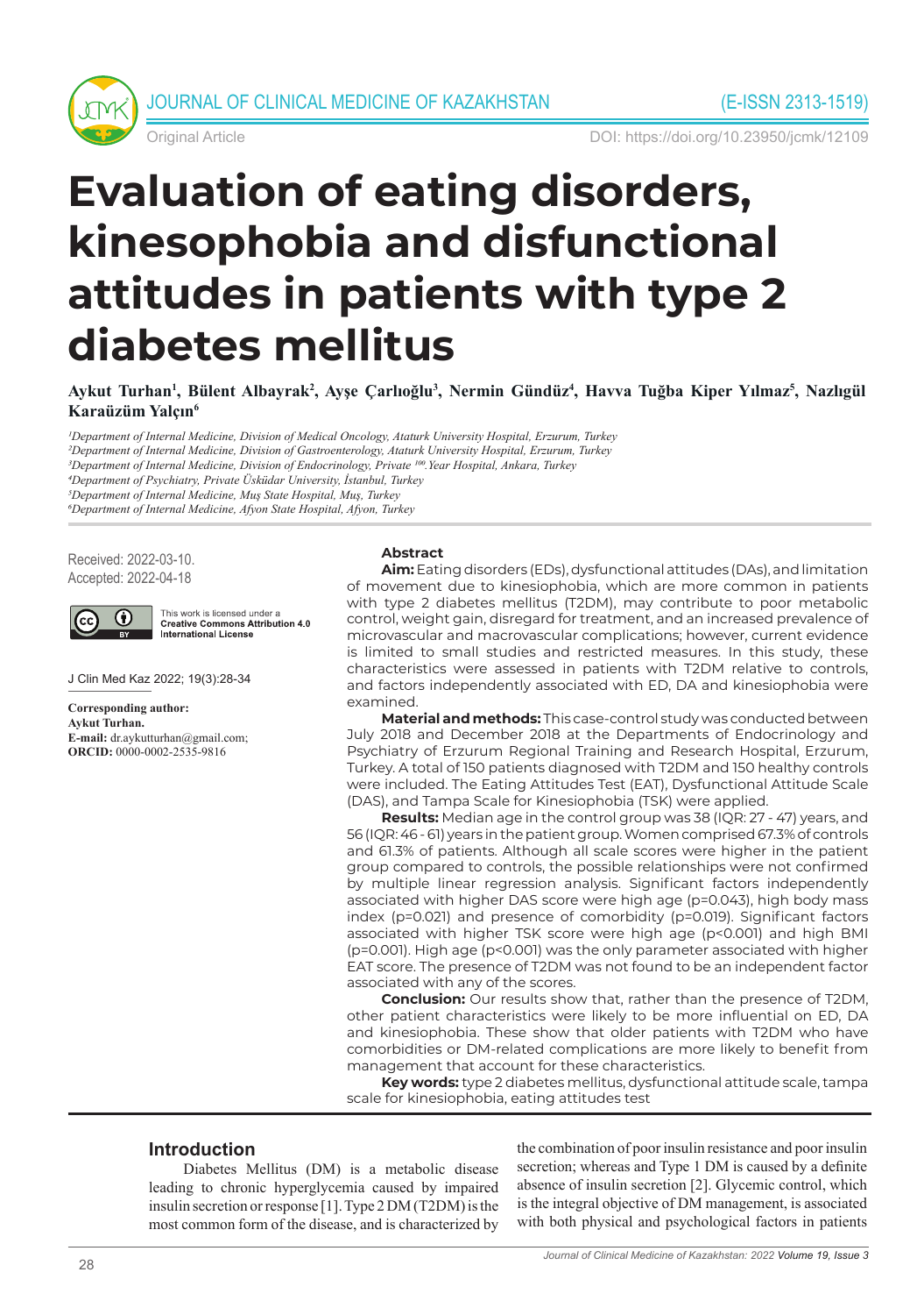Original Article

DOI: https://doi.org/10.23950/jcmk/12109

# Evaluation of eating disorders, kinesophobia and disfunctional attitudes in patients with type 2 diabetes mellitus

**Aykut Turhan[1], Bülent Albayrak[2], Ayşe Çarlıoğlu[3], Nermin Gündüz[4], Havva Tuğba Kiper Yılmaz[5], Nazlıgül Karaüzüm Yalçın[6]**

*[1]Department of Internal Medicine, Division of Medical Oncology, Ataturk University Hospital, Erzurum, Turkey*
*[2]Department of Internal Medicine, Division of Gastroenterology, Ataturk University Hospital, Erzurum, Turkey*
*[3]Department of Internal Medicine, Division of Endocrinology, Private 100.Year Hospital, Ankara, Turkey*
*[4]Department of Psychiatry, Private Üsküdar University, İstanbul, Turkey*
*[5]Department of Internal Medicine, Muş State Hospital, Muş, Turkey*
*[6]Department of Internal Medicine, Afyon State Hospital, Afyon, Turkey*

Received: 2022-03-10.
Accepted: 2022-04-18

This work is licensed under a Creative Commons Attribution 4.0 International License

J Clin Med Kaz 2022; 19(3):28-34

**Corresponding author:**
**Aykut Turhan.**
**E-mail:** dr.aykutturhan@gmail.com;
**ORCID:** 0000-0002-2535-9816

### Abstract

**Aim:** Eating disorders (EDs), dysfunctional attitudes (DAs), and limitation of movement due to kinesiophobia, which are more common in patients with type 2 diabetes mellitus (T2DM), may contribute to poor metabolic control, weight gain, disregard for treatment, and an increased prevalence of microvascular and macrovascular complications; however, current evidence is limited to small studies and restricted measures. In this study, these characteristics were assessed in patients with T2DM relative to controls, and factors independently associated with ED, DA and kinesiophobia were examined.

**Material and methods:** This case-control study was conducted between July 2018 and December 2018 at the Departments of Endocrinology and Psychiatry of Erzurum Regional Training and Research Hospital, Erzurum, Turkey. A total of 150 patients diagnosed with T2DM and 150 healthy controls were included. The Eating Attitudes Test (EAT), Dysfunctional Attitude Scale (DAS), and Tampa Scale for Kinesiophobia (TSK) were applied.

**Results:** Median age in the control group was 38 (IQR: 27 - 47) years, and 56 (IQR: 46 - 61) years in the patient group. Women comprised 67.3% of controls and 61.3% of patients. Although all scale scores were higher in the patient group compared to controls, the possible relationships were not confirmed by multiple linear regression analysis. Significant factors independently associated with higher DAS score were high age (p=0.043), high body mass index (p=0.021) and presence of comorbidity (p=0.019). Significant factors associated with higher TSK score were high age (p<0.001) and high BMI (p=0.001). High age (p<0.001) was the only parameter associated with higher EAT score. The presence of T2DM was not found to be an independent factor associated with any of the scores.

**Conclusion:** Our results show that, rather than the presence of T2DM, other patient characteristics were likely to be more influential on ED, DA and kinesiophobia. These show that older patients with T2DM who have comorbidities or DM-related complications are more likely to benefit from management that account for these characteristics.

**Key words:** type 2 diabetes mellitus, dysfunctional attitude scale, tampa scale for kinesiophobia, eating attitudes test

## Introduction

Diabetes Mellitus (DM) is a metabolic disease leading to chronic hyperglycemia caused by impaired insulin secretion or response [1]. Type 2 DM (T2DM) is the most common form of the disease, and is characterized by the combination of poor insulin resistance and poor insulin secretion; whereas and Type 1 DM is caused by a definite absence of insulin secretion [2]. Glycemic control, which is the integral objective of DM management, is associated with both physical and psychological factors in patients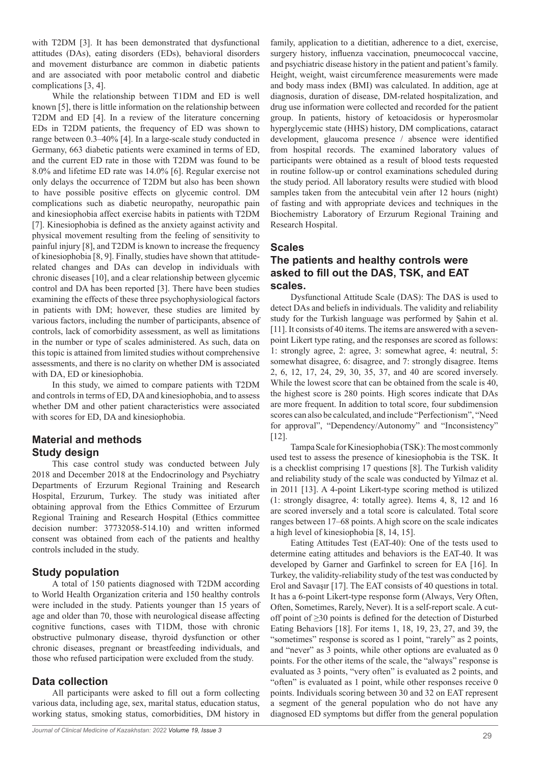with T2DM [3]. It has been demonstrated that dysfunctional attitudes (DAs), eating disorders (EDs), behavioral disorders and movement disturbance are common in diabetic patients and are associated with poor metabolic control and diabetic complications [3, 4].

While the relationship between T1DM and ED is well known [5], there is little information on the relationship between T2DM and ED [4]. In a review of the literature concerning EDs in T2DM patients, the frequency of ED was shown to range between 0.3–40% [4]. In a large-scale study conducted in Germany, 663 diabetic patients were examined in terms of ED, and the current ED rate in those with T2DM was found to be 8.0% and lifetime ED rate was 14.0% [6]. Regular exercise not only delays the occurrence of T2DM but also has been shown to have possible positive effects on glycemic control. DM complications such as diabetic neuropathy, neuropathic pain and kinesiophobia affect exercise habits in patients with T2DM [7]. Kinesiophobia is defined as the anxiety against activity and physical movement resulting from the feeling of sensitivity to painful injury [8], and T2DM is known to increase the frequency of kinesiophobia [8, 9]. Finally, studies have shown that attitude-related changes and DAs can develop in individuals with chronic diseases [10], and a clear relationship between glycemic control and DA has been reported [3]. There have been studies examining the effects of these three psychophysiological factors in patients with DM; however, these studies are limited by various factors, including the number of participants, absence of controls, lack of comorbidity assessment, as well as limitations in the number or type of scales administered. As such, data on this topic is attained from limited studies without comprehensive assessments, and there is no clarity on whether DM is associated with DA, ED or kinesiophobia.

In this study, we aimed to compare patients with T2DM and controls in terms of ED, DA and kinesiophobia, and to assess whether DM and other patient characteristics were associated with scores for ED, DA and kinesiophobia.

## Material and methods

### Study design

This case control study was conducted between July 2018 and December 2018 at the Endocrinology and Psychiatry Departments of Erzurum Regional Training and Research Hospital, Erzurum, Turkey. The study was initiated after obtaining approval from the Ethics Committee of Erzurum Regional Training and Research Hospital (Ethics committee decision number: 37732058-514.10) and written informed consent was obtained from each of the patients and healthy controls included in the study.

### Study population

A total of 150 patients diagnosed with T2DM according to World Health Organization criteria and 150 healthy controls were included in the study. Patients younger than 15 years of age and older than 70, those with neurological disease affecting cognitive functions, cases with T1DM, those with chronic obstructive pulmonary disease, thyroid dysfunction or other chronic diseases, pregnant or breastfeeding individuals, and those who refused participation were excluded from the study.

### Data collection

All participants were asked to fill out a form collecting various data, including age, sex, marital status, education status, working status, smoking status, comorbidities, DM history in family, application to a dietitian, adherence to a diet, exercise, surgery history, influenza vaccination, pneumococcal vaccine, and psychiatric disease history in the patient and patient's family. Height, weight, waist circumference measurements were made and body mass index (BMI) was calculated. In addition, age at diagnosis, duration of disease, DM-related hospitalization, and drug use information were collected and recorded for the patient group. In patients, history of ketoacidosis or hyperosmolar hyperglycemic state (HHS) history, DM complications, cataract development, glaucoma presence / absence were identified from hospital records. The examined laboratory values of participants were obtained as a result of blood tests requested in routine follow-up or control examinations scheduled during the study period. All laboratory results were studied with blood samples taken from the antecubital vein after 12 hours (night) of fasting and with appropriate devices and techniques in the Biochemistry Laboratory of Erzurum Regional Training and Research Hospital.

### Scales

### The patients and healthy controls were asked to fill out the DAS, TSK, and EAT scales.

Dysfunctional Attitude Scale (DAS): The DAS is used to detect DAs and beliefs in individuals. The validity and reliability study for the Turkish language was performed by Şahin et al. [11]. It consists of 40 items. The items are answered with a seven-point Likert type rating, and the responses are scored as follows: 1: strongly agree, 2: agree, 3: somewhat agree, 4: neutral, 5: somewhat disagree, 6: disagree, and 7: strongly disagree. Items 2, 6, 12, 17, 24, 29, 30, 35, 37, and 40 are scored inversely. While the lowest score that can be obtained from the scale is 40, the highest score is 280 points. High scores indicate that DAs are more frequent. In addition to total score, four subdimension scores can also be calculated, and include "Perfectionism", "Need for approval", "Dependency/Autonomy" and "Inconsistency" [12].

Tampa Scale for Kinesiophobia (TSK): The most commonly used test to assess the presence of kinesiophobia is the TSK. It is a checklist comprising 17 questions [8]. The Turkish validity and reliability study of the scale was conducted by Yilmaz et al. in 2011 [13]. A 4-point Likert-type scoring method is utilized (1: strongly disagree, 4: totally agree). Items 4, 8, 12 and 16 are scored inversely and a total score is calculated. Total score ranges between 17–68 points. A high score on the scale indicates a high level of kinesiophobia [8, 14, 15].

Eating Attitudes Test (EAT-40): One of the tests used to determine eating attitudes and behaviors is the EAT-40. It was developed by Garner and Garfinkel to screen for EA [16]. In Turkey, the validity-reliability study of the test was conducted by Erol and Savaşır [17]. The EAT consists of 40 questions in total. It has a 6-point Likert-type response form (Always, Very Often, Often, Sometimes, Rarely, Never). It is a self-report scale. A cut-off point of ≥30 points is defined for the detection of Disturbed Eating Behaviors [18]. For items 1, 18, 19, 23, 27, and 39, the "sometimes" response is scored as 1 point, "rarely" as 2 points, and "never" as 3 points, while other options are evaluated as 0 points. For the other items of the scale, the "always" response is evaluated as 3 points, "very often" is evaluated as 2 points, and "often" is evaluated as 1 point, while other responses receive 0 points. Individuals scoring between 30 and 32 on EAT represent a segment of the general population who do not have any diagnosed ED symptoms but differ from the general population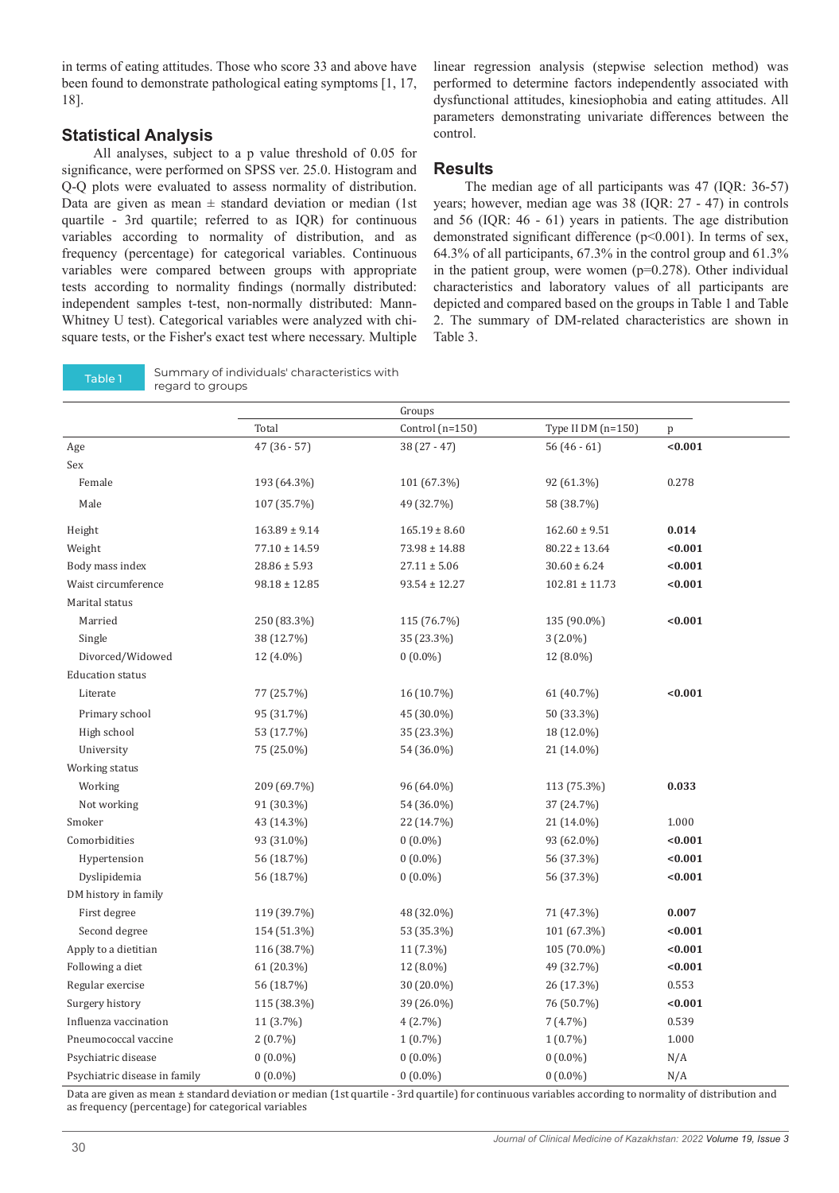in terms of eating attitudes. Those who score 33 and above have been found to demonstrate pathological eating symptoms [1, 17, 18].

## Statistical Analysis

All analyses, subject to a p value threshold of 0.05 for significance, were performed on SPSS ver. 25.0. Histogram and Q-Q plots were evaluated to assess normality of distribution. Data are given as mean ± standard deviation or median (1st quartile - 3rd quartile; referred to as IQR) for continuous variables according to normality of distribution, and as frequency (percentage) for categorical variables. Continuous variables were compared between groups with appropriate tests according to normality findings (normally distributed: independent samples t-test, non-normally distributed: Mann-Whitney U test). Categorical variables were analyzed with chi-square tests, or the Fisher's exact test where necessary. Multiple linear regression analysis (stepwise selection method) was performed to determine factors independently associated with dysfunctional attitudes, kinesiophobia and eating attitudes. All parameters demonstrating univariate differences between the control.

## Results

The median age of all participants was 47 (IQR: 36-57) years; however, median age was 38 (IQR: 27 - 47) in controls and 56 (IQR: 46 - 61) years in patients. The age distribution demonstrated significant difference (p<0.001). In terms of sex, 64.3% of all participants, 67.3% in the control group and 61.3% in the patient group, were women (p=0.278). Other individual characteristics and laboratory values of all participants are depicted and compared based on the groups in Table 1 and Table 2. The summary of DM-related characteristics are shown in Table 3.

Table 1 Summary of individuals' characteristics with regard to groups

| | Groups | | | |
|---|---|---|---|---|
| | Total | Control (n=150) | Type II DM (n=150) | p |
| Age | 47 (36 - 57) | 38 (27 - 47) | 56 (46 - 61) | **<0.001** |
| Sex | | | | |
| Female | 193 (64.3%) | 101 (67.3%) | 92 (61.3%) | 0.278 |
| Male | 107 (35.7%) | 49 (32.7%) | 58 (38.7%) | |
| Height | 163.89 ± 9.14 | 165.19 ± 8.60 | 162.60 ± 9.51 | **0.014** |
| Weight | 77.10 ± 14.59 | 73.98 ± 14.88 | 80.22 ± 13.64 | **<0.001** |
| Body mass index | 28.86 ± 5.93 | 27.11 ± 5.06 | 30.60 ± 6.24 | **<0.001** |
| Waist circumference | 98.18 ± 12.85 | 93.54 ± 12.27 | 102.81 ± 11.73 | **<0.001** |
| Marital status | | | | |
| Married | 250 (83.3%) | 115 (76.7%) | 135 (90.0%) | **<0.001** |
| Single | 38 (12.7%) | 35 (23.3%) | 3 (2.0%) | |
| Divorced/Widowed | 12 (4.0%) | 0 (0.0%) | 12 (8.0%) | |
| Education status | | | | |
| Literate | 77 (25.7%) | 16 (10.7%) | 61 (40.7%) | **<0.001** |
| Primary school | 95 (31.7%) | 45 (30.0%) | 50 (33.3%) | |
| High school | 53 (17.7%) | 35 (23.3%) | 18 (12.0%) | |
| University | 75 (25.0%) | 54 (36.0%) | 21 (14.0%) | |
| Working status | | | | |
| Working | 209 (69.7%) | 96 (64.0%) | 113 (75.3%) | **0.033** |
| Not working | 91 (30.3%) | 54 (36.0%) | 37 (24.7%) | |
| Smoker | 43 (14.3%) | 22 (14.7%) | 21 (14.0%) | 1.000 |
| Comorbidities | 93 (31.0%) | 0 (0.0%) | 93 (62.0%) | **<0.001** |
| Hypertension | 56 (18.7%) | 0 (0.0%) | 56 (37.3%) | **<0.001** |
| Dyslipidemia | 56 (18.7%) | 0 (0.0%) | 56 (37.3%) | **<0.001** |
| DM history in family | | | | |
| First degree | 119 (39.7%) | 48 (32.0%) | 71 (47.3%) | **0.007** |
| Second degree | 154 (51.3%) | 53 (35.3%) | 101 (67.3%) | **<0.001** |
| Apply to a dietitian | 116 (38.7%) | 11 (7.3%) | 105 (70.0%) | **<0.001** |
| Following a diet | 61 (20.3%) | 12 (8.0%) | 49 (32.7%) | **<0.001** |
| Regular exercise | 56 (18.7%) | 30 (20.0%) | 26 (17.3%) | 0.553 |
| Surgery history | 115 (38.3%) | 39 (26.0%) | 76 (50.7%) | **<0.001** |
| Influenza vaccination | 11 (3.7%) | 4 (2.7%) | 7 (4.7%) | 0.539 |
| Pneumococcal vaccine | 2 (0.7%) | 1 (0.7%) | 1 (0.7%) | 1.000 |
| Psychiatric disease | 0 (0.0%) | 0 (0.0%) | 0 (0.0%) | N/A |
| Psychiatric disease in family | 0 (0.0%) | 0 (0.0%) | 0 (0.0%) | N/A |

Data are given as mean ± standard deviation or median (1st quartile - 3rd quartile) for continuous variables according to normality of distribution and as frequency (percentage) for categorical variables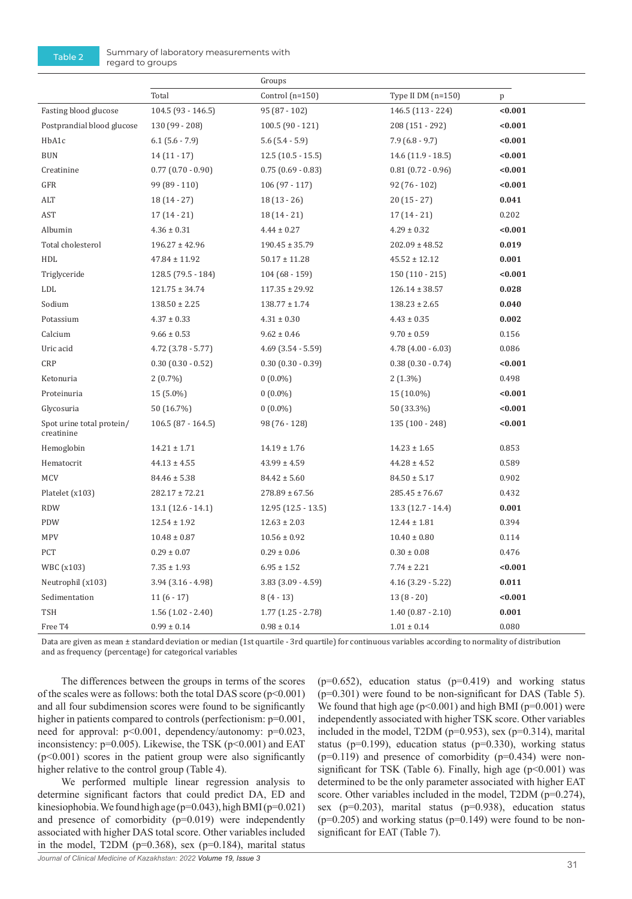**Table 2** Summary of laboratory measurements with regard to groups

| | | Groups | | |
|---|---|---|---|---|
| | Total | Control (n=150) | Type II DM (n=150) | p |
| Fasting blood glucose | 104.5 (93 - 146.5) | 95 (87 - 102) | 146.5 (113 - 224) | **<0.001** |
| Postprandial blood glucose | 130 (99 - 208) | 100.5 (90 - 121) | 208 (151 - 292) | **<0.001** |
| HbA1c | 6.1 (5.6 - 7.9) | 5.6 (5.4 - 5.9) | 7.9 (6.8 - 9.7) | **<0.001** |
| BUN | 14 (11 - 17) | 12.5 (10.5 - 15.5) | 14.6 (11.9 - 18.5) | **<0.001** |
| Creatinine | 0.77 (0.70 - 0.90) | 0.75 (0.69 - 0.83) | 0.81 (0.72 - 0.96) | **<0.001** |
| GFR | 99 (89 - 110) | 106 (97 - 117) | 92 (76 - 102) | **<0.001** |
| ALT | 18 (14 - 27) | 18 (13 - 26) | 20 (15 - 27) | **0.041** |
| AST | 17 (14 - 21) | 18 (14 - 21) | 17 (14 - 21) | 0.202 |
| Albumin | 4.36 ± 0.31 | 4.44 ± 0.27 | 4.29 ± 0.32 | **<0.001** |
| Total cholesterol | 196.27 ± 42.96 | 190.45 ± 35.79 | 202.09 ± 48.52 | **0.019** |
| HDL | 47.84 ± 11.92 | 50.17 ± 11.28 | 45.52 ± 12.12 | **0.001** |
| Triglyceride | 128.5 (79.5 - 184) | 104 (68 - 159) | 150 (110 - 215) | **<0.001** |
| LDL | 121.75 ± 34.74 | 117.35 ± 29.92 | 126.14 ± 38.57 | **0.028** |
| Sodium | 138.50 ± 2.25 | 138.77 ± 1.74 | 138.23 ± 2.65 | **0.040** |
| Potassium | 4.37 ± 0.33 | 4.31 ± 0.30 | 4.43 ± 0.35 | **0.002** |
| Calcium | 9.66 ± 0.53 | 9.62 ± 0.46 | 9.70 ± 0.59 | 0.156 |
| Uric acid | 4.72 (3.78 - 5.77) | 4.69 (3.54 - 5.59) | 4.78 (4.00 - 6.03) | 0.086 |
| CRP | 0.30 (0.30 - 0.52) | 0.30 (0.30 - 0.39) | 0.38 (0.30 - 0.74) | **<0.001** |
| Ketonuria | 2 (0.7%) | 0 (0.0%) | 2 (1.3%) | 0.498 |
| Proteinuria | 15 (5.0%) | 0 (0.0%) | 15 (10.0%) | **<0.001** |
| Glycosuria | 50 (16.7%) | 0 (0.0%) | 50 (33.3%) | **<0.001** |
| Spot urine total protein/ creatinine | 106.5 (87 - 164.5) | 98 (76 - 128) | 135 (100 - 248) | **<0.001** |
| Hemoglobin | 14.21 ± 1.71 | 14.19 ± 1.76 | 14.23 ± 1.65 | 0.853 |
| Hematocrit | 44.13 ± 4.55 | 43.99 ± 4.59 | 44.28 ± 4.52 | 0.589 |
| MCV | 84.46 ± 5.38 | 84.42 ± 5.60 | 84.50 ± 5.17 | 0.902 |
| Platelet (x103) | 282.17 ± 72.21 | 278.89 ± 67.56 | 285.45 ± 76.67 | 0.432 |
| RDW | 13.1 (12.6 - 14.1) | 12.95 (12.5 - 13.5) | 13.3 (12.7 - 14.4) | **0.001** |
| PDW | 12.54 ± 1.92 | 12.63 ± 2.03 | 12.44 ± 1.81 | 0.394 |
| MPV | 10.48 ± 0.87 | 10.56 ± 0.92 | 10.40 ± 0.80 | 0.114 |
| PCT | 0.29 ± 0.07 | 0.29 ± 0.06 | 0.30 ± 0.08 | 0.476 |
| WBC (x103) | 7.35 ± 1.93 | 6.95 ± 1.52 | 7.74 ± 2.21 | **<0.001** |
| Neutrophil (x103) | 3.94 (3.16 - 4.98) | 3.83 (3.09 - 4.59) | 4.16 (3.29 - 5.22) | **0.011** |
| Sedimentation | 11 (6 - 17) | 8 (4 - 13) | 13 (8 - 20) | **<0.001** |
| TSH | 1.56 (1.02 - 2.40) | 1.77 (1.25 - 2.78) | 1.40 (0.87 - 2.10) | **0.001** |
| Free T4 | 0.99 ± 0.14 | 0.98 ± 0.14 | 1.01 ± 0.14 | 0.080 |

Data are given as mean ± standard deviation or median (1st quartile - 3rd quartile) for continuous variables according to normality of distribution and as frequency (percentage) for categorical variables

The differences between the groups in terms of the scores of the scales were as follows: both the total DAS score ($p<0.001$) and all four subdimension scores were found to be significantly higher in patients compared to controls (perfectionism: $p=0.001$, need for approval: $p<0.001$, dependency/autonomy: $p=0.023$, inconsistency: $p=0.005$). Likewise, the TSK ($p<0.001$) and EAT ($p<0.001$) scores in the patient group were also significantly higher relative to the control group (Table 4).

We performed multiple linear regression analysis to determine significant factors that could predict DA, ED and kinesiophobia. We found high age ($p=0.043$), high BMI ($p=0.021$) and presence of comorbidity ($p=0.019$) were independently associated with higher DAS total score. Other variables included in the model, T2DM ($p=0.368$), sex ($p=0.184$), marital status ($p=0.652$), education status ($p=0.419$) and working status ($p=0.301$) were found to be non-significant for DAS (Table 5). We found that high age ($p<0.001$) and high BMI ($p=0.001$) were independently associated with higher TSK score. Other variables included in the model, T2DM ($p=0.953$), sex ($p=0.314$), marital status ($p=0.199$), education status ($p=0.330$), working status ($p=0.119$) and presence of comorbidity ($p=0.434$) were non-significant for TSK (Table 6). Finally, high age ($p<0.001$) was determined to be the only parameter associated with higher EAT score. Other variables included in the model, T2DM ($p=0.274$), sex ($p=0.203$), marital status ($p=0.938$), education status ($p=0.205$) and working status ($p=0.149$) were found to be non-significant for EAT (Table 7).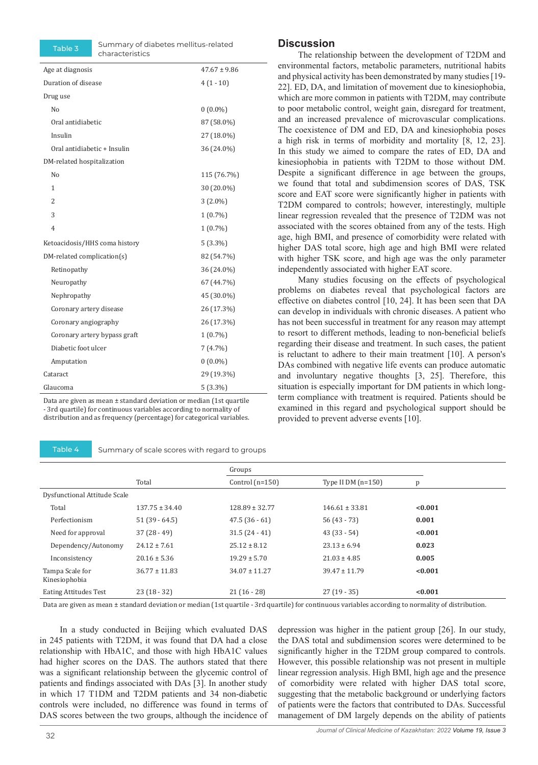Table 3 Summary of diabetes mellitus-related characteristics

| | |
|---|---|
| Age at diagnosis | 47.67 ± 9.86 |
| Duration of disease | 4 (1 - 10) |
| Drug use | |
| No | 0 (0.0%) |
| Oral antidiabetic | 87 (58.0%) |
| Insulin | 27 (18.0%) |
| Oral antidiabetic + Insulin | 36 (24.0%) |
| DM-related hospitalization | |
| No | 115 (76.7%) |
| 1 | 30 (20.0%) |
| 2 | 3 (2.0%) |
| 3 | 1 (0.7%) |
| 4 | 1 (0.7%) |
| Ketoacidosis/HHS coma history | 5 (3.3%) |
| DM-related complication(s) | 82 (54.7%) |
| Retinopathy | 36 (24.0%) |
| Neuropathy | 67 (44.7%) |
| Nephropathy | 45 (30.0%) |
| Coronary artery disease | 26 (17.3%) |
| Coronary angiography | 26 (17.3%) |
| Coronary artery bypass graft | 1 (0.7%) |
| Diabetic foot ulcer | 7 (4.7%) |
| Amputation | 0 (0.0%) |
| Cataract | 29 (19.3%) |
| Glaucoma | 5 (3.3%) |

Data are given as mean ± standard deviation or median (1st quartile - 3rd quartile) for continuous variables according to normality of distribution and as frequency (percentage) for categorical variables.

## Discussion

The relationship between the development of T2DM and environmental factors, metabolic parameters, nutritional habits and physical activity has been demonstrated by many studies [19-22]. ED, DA, and limitation of movement due to kinesiophobia, which are more common in patients with T2DM, may contribute to poor metabolic control, weight gain, disregard for treatment, and an increased prevalence of microvascular complications. The coexistence of DM and ED, DA and kinesiophobia poses a high risk in terms of morbidity and mortality [8, 12, 23]. In this study we aimed to compare the rates of ED, DA and kinesiophobia in patients with T2DM to those without DM. Despite a significant difference in age between the groups, we found that total and subdimension scores of DAS, TSK score and EAT score were significantly higher in patients with T2DM compared to controls; however, interestingly, multiple linear regression revealed that the presence of T2DM was not associated with the scores obtained from any of the tests. High age, high BMI, and presence of comorbidity were related with higher DAS total score, high age and high BMI were related with higher TSK score, and high age was the only parameter independently associated with higher EAT score.

Many studies focusing on the effects of psychological problems on diabetes reveal that psychological factors are effective on diabetes control [10, 24]. It has been seen that DA can develop in individuals with chronic diseases. A patient who has not been successful in treatment for any reason may attempt to resort to different methods, leading to non-beneficial beliefs regarding their disease and treatment. In such cases, the patient is reluctant to adhere to their main treatment [10]. A person's DAs combined with negative life events can produce automatic and involuntary negative thoughts [3, 25]. Therefore, this situation is especially important for DM patients in which long-term compliance with treatment is required. Patients should be examined in this regard and psychological support should be provided to prevent adverse events [10].

Table 4 Summary of scale scores with regard to groups

| | Total | Groups | | |
|---|---|---|---|---|
| | | Control (n=150) | Type II DM (n=150) | p |
| Dysfunctional Attitude Scale | | | | |
| Total | 137.75 ± 34.40 | 128.89 ± 32.77 | 146.61 ± 33.81 | **<0.001** |
| Perfectionism | 51 (39 - 64.5) | 47.5 (36 - 61) | 56 (43 - 73) | **0.001** |
| Need for approval | 37 (28 - 49) | 31.5 (24 - 41) | 43 (33 - 54) | **<0.001** |
| Dependency/Autonomy | 24.12 ± 7.61 | 25.12 ± 8.12 | 23.13 ± 6.94 | **0.023** |
| Inconsistency | 20.16 ± 5.36 | 19.29 ± 5.70 | 21.03 ± 4.85 | **0.005** |
| Tampa Scale for Kinesiophobia | 36.77 ± 11.83 | 34.07 ± 11.27 | 39.47 ± 11.79 | **<0.001** |
| Eating Attitudes Test | 23 (18 - 32) | 21 (16 - 28) | 27 (19 - 35) | **<0.001** |

Data are given as mean ± standard deviation or median (1st quartile - 3rd quartile) for continuous variables according to normality of distribution.

In a study conducted in Beijing which evaluated DAS in 245 patients with T2DM, it was found that DA had a close relationship with HbA1C, and those with high HbA1C values had higher scores on the DAS. The authors stated that there was a significant relationship between the glycemic control of patients and findings associated with DAs [3]. In another study in which 17 T1DM and T2DM patients and 34 non-diabetic controls were included, no difference was found in terms of DAS scores between the two groups, although the incidence of depression was higher in the patient group [26]. In our study, the DAS total and subdimension scores were determined to be significantly higher in the T2DM group compared to controls. However, this possible relationship was not present in multiple linear regression analysis. High BMI, high age and the presence of comorbidity were related with higher DAS total score, suggesting that the metabolic background or underlying factors of patients were the factors that contributed to DAs. Successful management of DM largely depends on the ability of patients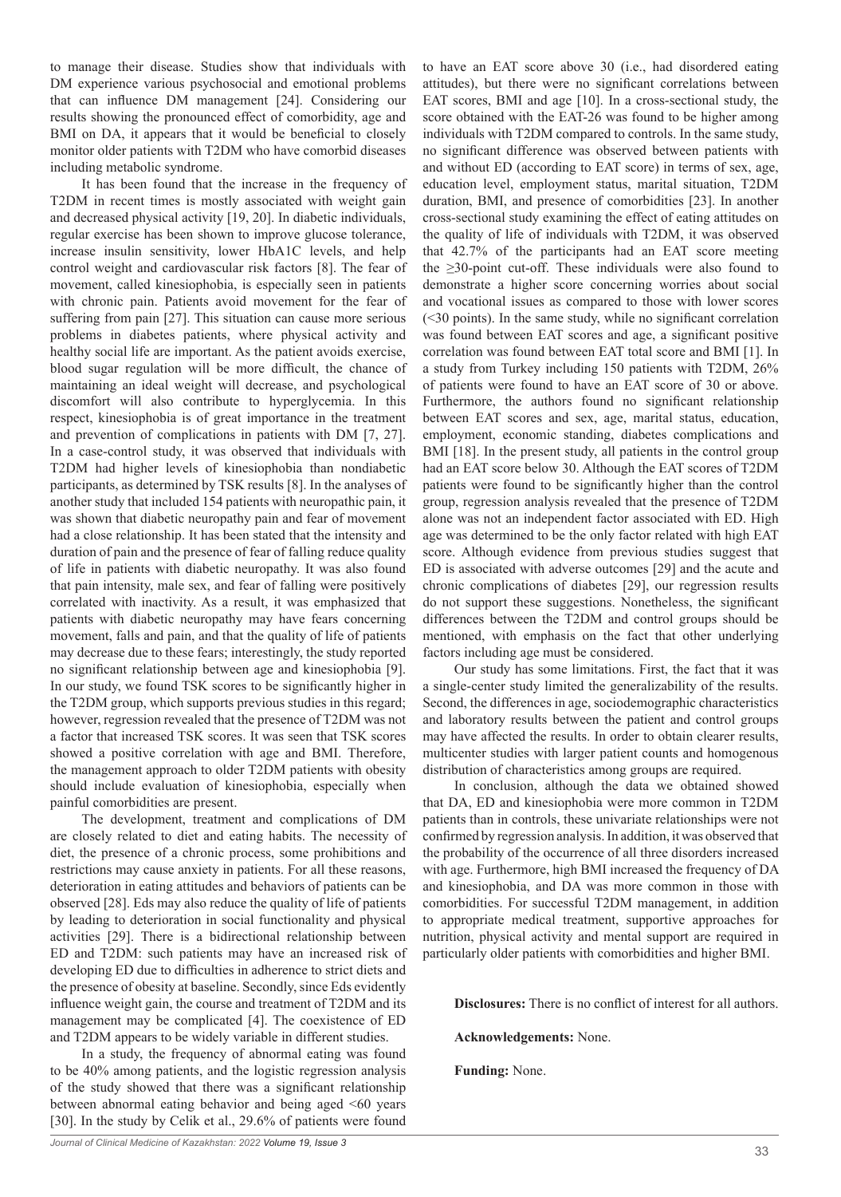to manage their disease. Studies show that individuals with DM experience various psychosocial and emotional problems that can influence DM management [24]. Considering our results showing the pronounced effect of comorbidity, age and BMI on DA, it appears that it would be beneficial to closely monitor older patients with T2DM who have comorbid diseases including metabolic syndrome.

It has been found that the increase in the frequency of T2DM in recent times is mostly associated with weight gain and decreased physical activity [19, 20]. In diabetic individuals, regular exercise has been shown to improve glucose tolerance, increase insulin sensitivity, lower HbA1C levels, and help control weight and cardiovascular risk factors [8]. The fear of movement, called kinesiophobia, is especially seen in patients with chronic pain. Patients avoid movement for the fear of suffering from pain [27]. This situation can cause more serious problems in diabetes patients, where physical activity and healthy social life are important. As the patient avoids exercise, blood sugar regulation will be more difficult, the chance of maintaining an ideal weight will decrease, and psychological discomfort will also contribute to hyperglycemia. In this respect, kinesiophobia is of great importance in the treatment and prevention of complications in patients with DM [7, 27]. In a case-control study, it was observed that individuals with T2DM had higher levels of kinesiophobia than nondiabetic participants, as determined by TSK results [8]. In the analyses of another study that included 154 patients with neuropathic pain, it was shown that diabetic neuropathy pain and fear of movement had a close relationship. It has been stated that the intensity and duration of pain and the presence of fear of falling reduce quality of life in patients with diabetic neuropathy. It was also found that pain intensity, male sex, and fear of falling were positively correlated with inactivity. As a result, it was emphasized that patients with diabetic neuropathy may have fears concerning movement, falls and pain, and that the quality of life of patients may decrease due to these fears; interestingly, the study reported no significant relationship between age and kinesiophobia [9]. In our study, we found TSK scores to be significantly higher in the T2DM group, which supports previous studies in this regard; however, regression revealed that the presence of T2DM was not a factor that increased TSK scores. It was seen that TSK scores showed a positive correlation with age and BMI. Therefore, the management approach to older T2DM patients with obesity should include evaluation of kinesiophobia, especially when painful comorbidities are present.

The development, treatment and complications of DM are closely related to diet and eating habits. The necessity of diet, the presence of a chronic process, some prohibitions and restrictions may cause anxiety in patients. For all these reasons, deterioration in eating attitudes and behaviors of patients can be observed [28]. Eds may also reduce the quality of life of patients by leading to deterioration in social functionality and physical activities [29]. There is a bidirectional relationship between ED and T2DM: such patients may have an increased risk of developing ED due to difficulties in adherence to strict diets and the presence of obesity at baseline. Secondly, since Eds evidently influence weight gain, the course and treatment of T2DM and its management may be complicated [4]. The coexistence of ED and T2DM appears to be widely variable in different studies.

In a study, the frequency of abnormal eating was found to be 40% among patients, and the logistic regression analysis of the study showed that there was a significant relationship between abnormal eating behavior and being aged <60 years [30]. In the study by Celik et al., 29.6% of patients were found to have an EAT score above 30 (i.e., had disordered eating attitudes), but there were no significant correlations between EAT scores, BMI and age [10]. In a cross-sectional study, the score obtained with the EAT-26 was found to be higher among individuals with T2DM compared to controls. In the same study, no significant difference was observed between patients with and without ED (according to EAT score) in terms of sex, age, education level, employment status, marital situation, T2DM duration, BMI, and presence of comorbidities [23]. In another cross-sectional study examining the effect of eating attitudes on the quality of life of individuals with T2DM, it was observed that 42.7% of the participants had an EAT score meeting the ≥30-point cut-off. These individuals were also found to demonstrate a higher score concerning worries about social and vocational issues as compared to those with lower scores (<30 points). In the same study, while no significant correlation was found between EAT scores and age, a significant positive correlation was found between EAT total score and BMI [1]. In a study from Turkey including 150 patients with T2DM, 26% of patients were found to have an EAT score of 30 or above. Furthermore, the authors found no significant relationship between EAT scores and sex, age, marital status, education, employment, economic standing, diabetes complications and BMI [18]. In the present study, all patients in the control group had an EAT score below 30. Although the EAT scores of T2DM patients were found to be significantly higher than the control group, regression analysis revealed that the presence of T2DM alone was not an independent factor associated with ED. High age was determined to be the only factor related with high EAT score. Although evidence from previous studies suggest that ED is associated with adverse outcomes [29] and the acute and chronic complications of diabetes [29], our regression results do not support these suggestions. Nonetheless, the significant differences between the T2DM and control groups should be mentioned, with emphasis on the fact that other underlying factors including age must be considered.

Our study has some limitations. First, the fact that it was a single-center study limited the generalizability of the results. Second, the differences in age, sociodemographic characteristics and laboratory results between the patient and control groups may have affected the results. In order to obtain clearer results, multicenter studies with larger patient counts and homogenous distribution of characteristics among groups are required.

In conclusion, although the data we obtained showed that DA, ED and kinesiophobia were more common in T2DM patients than in controls, these univariate relationships were not confirmed by regression analysis. In addition, it was observed that the probability of the occurrence of all three disorders increased with age. Furthermore, high BMI increased the frequency of DA and kinesiophobia, and DA was more common in those with comorbidities. For successful T2DM management, in addition to appropriate medical treatment, supportive approaches for nutrition, physical activity and mental support are required in particularly older patients with comorbidities and higher BMI.

**Disclosures:** There is no conflict of interest for all authors.

**Acknowledgements:** None.

**Funding:** None.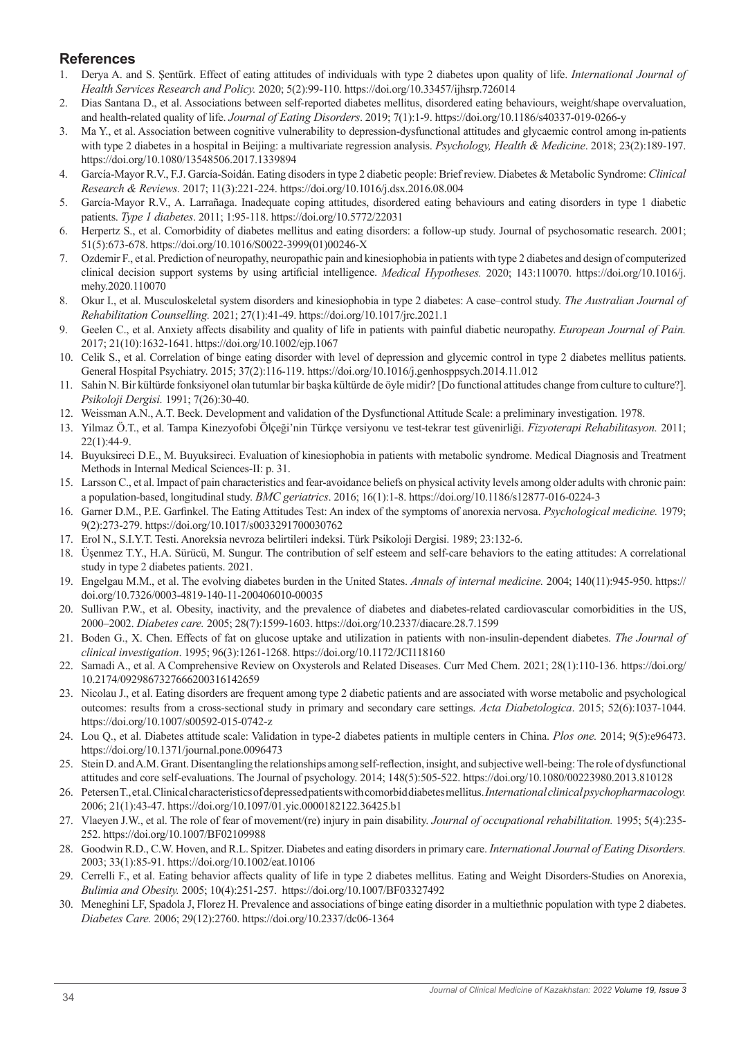## References

1. Derya A. and S. Şentürk. Effect of eating attitudes of individuals with type 2 diabetes upon quality of life. *International Journal of Health Services Research and Policy.* 2020; 5(2):99-110. https://doi.org/10.33457/ijhsrp.726014
2. Dias Santana D., et al. Associations between self-reported diabetes mellitus, disordered eating behaviours, weight/shape overvaluation, and health-related quality of life. *Journal of Eating Disorders*. 2019; 7(1):1-9. https://doi.org/10.1186/s40337-019-0266-y
3. Ma Y., et al. Association between cognitive vulnerability to depression-dysfunctional attitudes and glycaemic control among in-patients with type 2 diabetes in a hospital in Beijing: a multivariate regression analysis. *Psychology, Health & Medicine*. 2018; 23(2):189-197. https://doi.org/10.1080/13548506.2017.1339894
4. García-Mayor R.V., F.J. García-Soidán. Eating disoders in type 2 diabetic people: Brief review. Diabetes & Metabolic Syndrome: *Clinical Research & Reviews.* 2017; 11(3):221-224. https://doi.org/10.1016/j.dsx.2016.08.004
5. García-Mayor R.V., A. Larrañaga. Inadequate coping attitudes, disordered eating behaviours and eating disorders in type 1 diabetic patients. *Type 1 diabetes*. 2011; 1:95-118. https://doi.org/10.5772/22031
6. Herpertz S., et al. Comorbidity of diabetes mellitus and eating disorders: a follow-up study. Journal of psychosomatic research. 2001; 51(5):673-678. https://doi.org/10.1016/S0022-3999(01)00246-X
7. Ozdemir F., et al. Prediction of neuropathy, neuropathic pain and kinesiophobia in patients with type 2 diabetes and design of computerized clinical decision support systems by using artificial intelligence. *Medical Hypotheses.* 2020; 143:110070. https://doi.org/10.1016/j.mehy.2020.110070
8. Okur I., et al. Musculoskeletal system disorders and kinesiophobia in type 2 diabetes: A case–control study. *The Australian Journal of Rehabilitation Counselling.* 2021; 27(1):41-49. https://doi.org/10.1017/jrc.2021.1
9. Geelen C., et al. Anxiety affects disability and quality of life in patients with painful diabetic neuropathy. *European Journal of Pain.* 2017; 21(10):1632-1641. https://doi.org/10.1002/ejp.1067
10. Celik S., et al. Correlation of binge eating disorder with level of depression and glycemic control in type 2 diabetes mellitus patients. General Hospital Psychiatry. 2015; 37(2):116-119. https://doi.org/10.1016/j.genhosppsych.2014.11.012
11. Sahin N. Bir kültürde fonksiyonel olan tutumlar bir başka kültürde de öyle midir? [Do functional attitudes change from culture to culture?]. *Psikoloji Dergisi.* 1991; 7(26):30-40.
12. Weissman A.N., A.T. Beck. Development and validation of the Dysfunctional Attitude Scale: a preliminary investigation. 1978.
13. Yilmaz Ö.T., et al. Tampa Kinezyofobi Ölçeği'nin Türkçe versiyonu ve test-tekrar test güvenirliği. *Fizyoterapi Rehabilitasyon.* 2011; 22(1):44-9.
14. Buyuksireci D.E., M. Buyuksireci. Evaluation of kinesiophobia in patients with metabolic syndrome. Medical Diagnosis and Treatment Methods in Internal Medical Sciences-II: p. 31.
15. Larsson C., et al. Impact of pain characteristics and fear-avoidance beliefs on physical activity levels among older adults with chronic pain: a population-based, longitudinal study. *BMC geriatrics*. 2016; 16(1):1-8. https://doi.org/10.1186/s12877-016-0224-3
16. Garner D.M., P.E. Garfinkel. The Eating Attitudes Test: An index of the symptoms of anorexia nervosa. *Psychological medicine.* 1979; 9(2):273-279. https://doi.org/10.1017/s0033291700030762
17. Erol N., S.I.Y.T. Testi. Anoreksia nevroza belirtileri indeksi. Türk Psikoloji Dergisi. 1989; 23:132-6.
18. Üşenmez T.Y., H.A. Sürücü, M. Sungur. The contribution of self esteem and self-care behaviors to the eating attitudes: A correlational study in type 2 diabetes patients. 2021.
19. Engelgau M.M., et al. The evolving diabetes burden in the United States. *Annals of internal medicine.* 2004; 140(11):945-950. https://doi.org/10.7326/0003-4819-140-11-200406010-00035
20. Sullivan P.W., et al. Obesity, inactivity, and the prevalence of diabetes and diabetes-related cardiovascular comorbidities in the US, 2000–2002. *Diabetes care.* 2005; 28(7):1599-1603. https://doi.org/10.2337/diacare.28.7.1599
21. Boden G., X. Chen. Effects of fat on glucose uptake and utilization in patients with non-insulin-dependent diabetes. *The Journal of clinical investigation*. 1995; 96(3):1261-1268. https://doi.org/10.1172/JCI118160
22. Samadi A., et al. A Comprehensive Review on Oxysterols and Related Diseases. Curr Med Chem. 2021; 28(1):110-136. https://doi.org/10.2174/0929867327666200316142659
23. Nicolau J., et al. Eating disorders are frequent among type 2 diabetic patients and are associated with worse metabolic and psychological outcomes: results from a cross-sectional study in primary and secondary care settings. *Acta Diabetologica*. 2015; 52(6):1037-1044. https://doi.org/10.1007/s00592-015-0742-z
24. Lou Q., et al. Diabetes attitude scale: Validation in type-2 diabetes patients in multiple centers in China. *Plos one.* 2014; 9(5):e96473. https://doi.org/10.1371/journal.pone.0096473
25. Stein D. and A.M. Grant. Disentangling the relationships among self-reflection, insight, and subjective well-being: The role of dysfunctional attitudes and core self-evaluations. The Journal of psychology. 2014; 148(5):505-522. https://doi.org/10.1080/00223980.2013.810128
26. Petersen T., et al. Clinical characteristics of depressed patients with comorbid diabetes mellitus. *International clinical psychopharmacology.* 2006; 21(1):43-47. https://doi.org/10.1097/01.yic.0000182122.36425.b1
27. Vlaeyen J.W., et al. The role of fear of movement/(re) injury in pain disability. *Journal of occupational rehabilitation.* 1995; 5(4):235-252. https://doi.org/10.1007/BF02109988
28. Goodwin R.D., C.W. Hoven, and R.L. Spitzer. Diabetes and eating disorders in primary care. *International Journal of Eating Disorders.* 2003; 33(1):85-91. https://doi.org/10.1002/eat.10106
29. Cerrelli F., et al. Eating behavior affects quality of life in type 2 diabetes mellitus. Eating and Weight Disorders-Studies on Anorexia, *Bulimia and Obesity.* 2005; 10(4):251-257. https://doi.org/10.1007/BF03327492
30. Meneghini LF, Spadola J, Florez H. Prevalence and associations of binge eating disorder in a multiethnic population with type 2 diabetes. *Diabetes Care.* 2006; 29(12):2760. https://doi.org/10.2337/dc06-1364